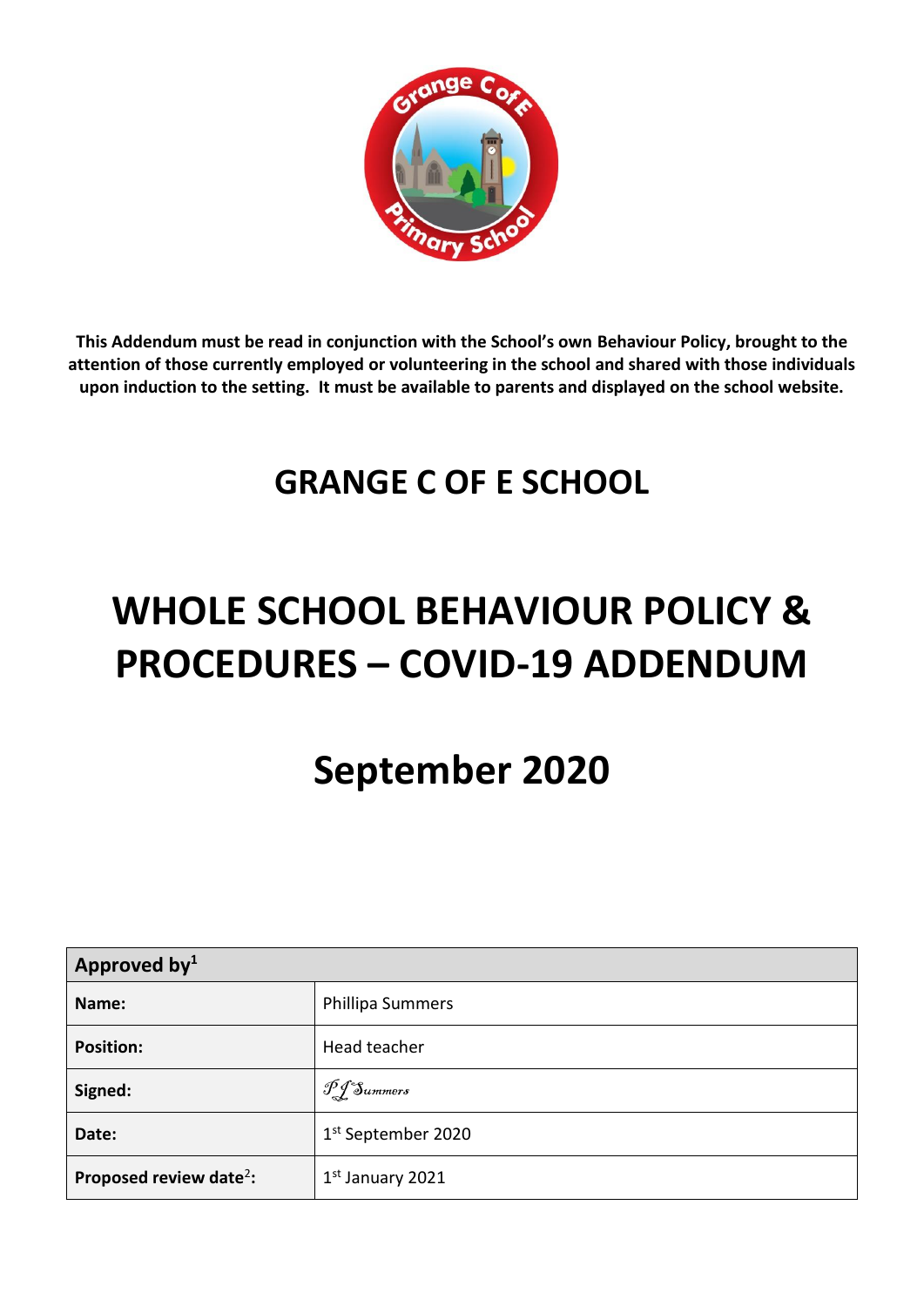**This Addendum must be read in conjunction with the School's own Behaviour Policy, brought to the attention of those currently employed or volunteering in the school and shared with those individuals upon induction to the setting. It must be available to parents and displayed on the school website.**

## GRANGE C OF E SCHOOL

# WHOLE SCHOOL BEHAVIOUR POLICY & PROCEDURES – COVID-19 ADDENDUM

# September 2020

| **Approved by**[1] | |
|---|---|
| **Name:** | Phillipa Summers |
| **Position:** | Head teacher |
| **Signed:** | P J Summers |
| **Date:** | 1st September 2020 |
| **Proposed review date**[2]**:** | 1st January 2021 |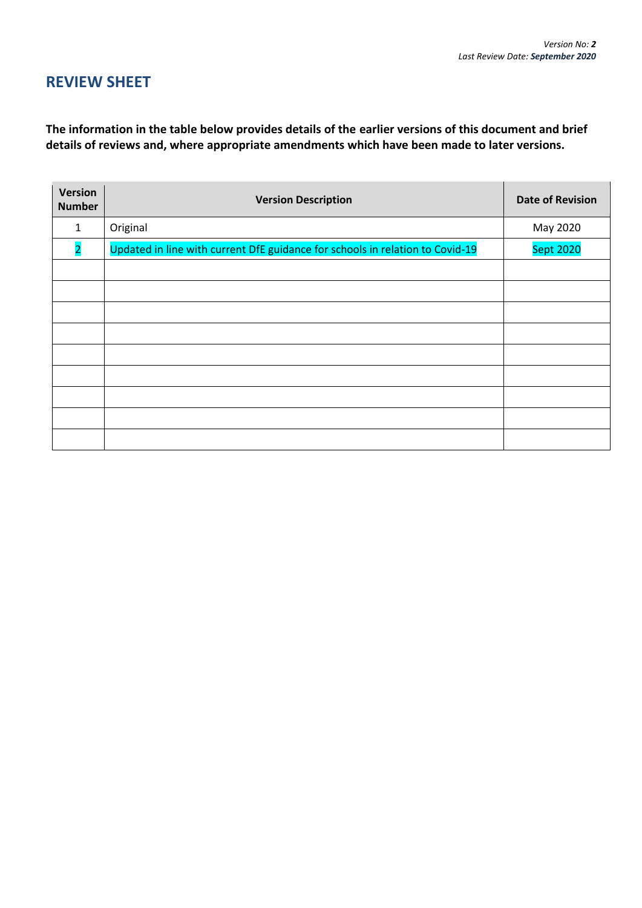*Version No: **2***
*Last Review Date: **September 2020***

## REVIEW SHEET

**The information in the table below provides details of the earlier versions of this document and brief details of reviews and, where appropriate amendments which have been made to later versions.**

| Version Number | Version Description | Date of Revision |
|---|---|---|
| 1 | Original | May 2020 |
| 2 | Updated in line with current DfE guidance for schools in relation to Covid-19 | Sept 2020 |
| | | |
| | | |
| | | |
| | | |
| | | |
| | | |
| | | |
| | | |
| | | |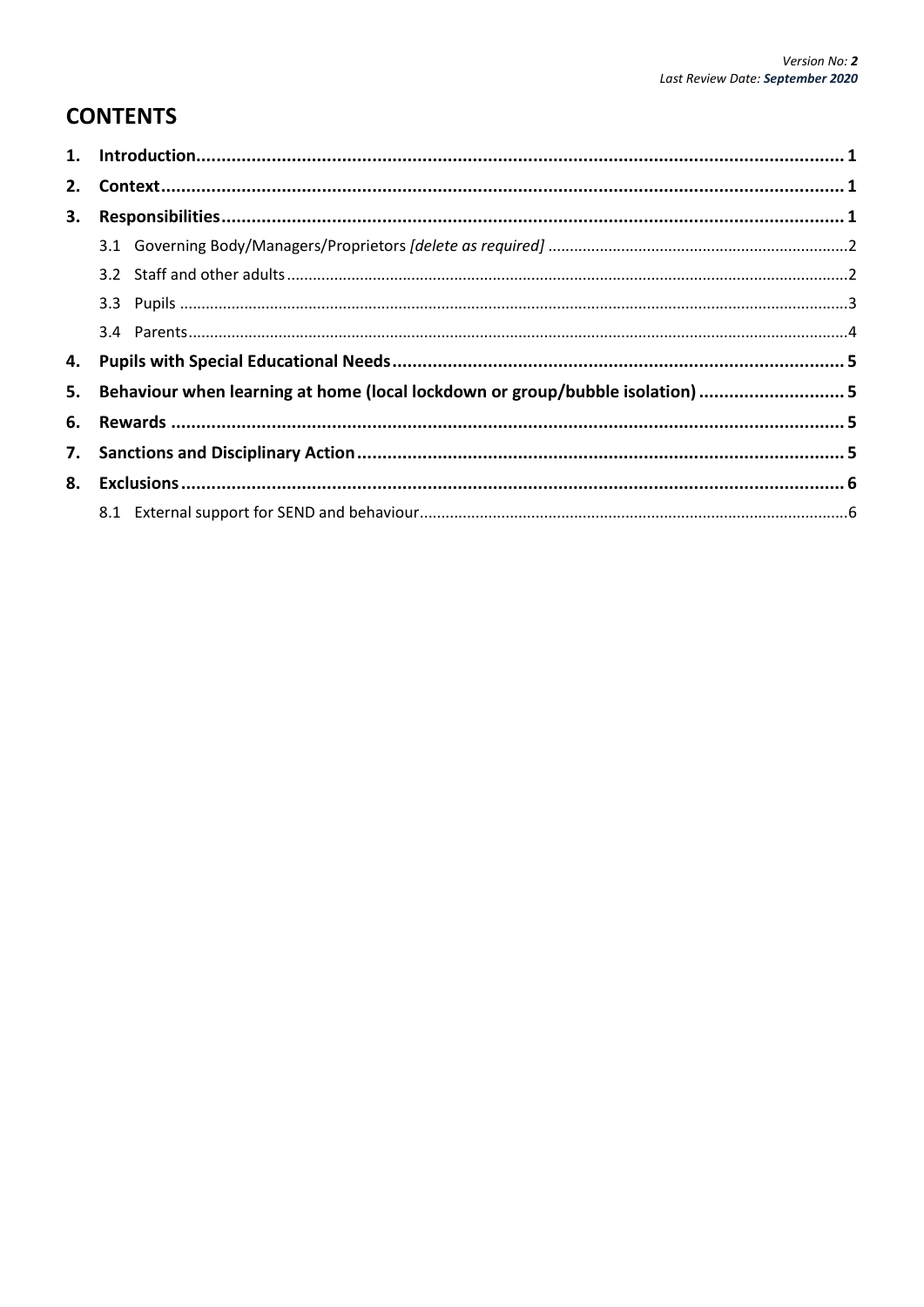Version No: **2**
Last Review Date: **September 2020**

## CONTENTS

1. **Introduction** ........ 1
2. **Context** ........ 1
3. **Responsibilities** ........ 1
   - 3.1 Governing Body/Managers/Proprietors *[delete as required]* ........ 2
   - 3.2 Staff and other adults ........ 2
   - 3.3 Pupils ........ 3
   - 3.4 Parents ........ 4
4. **Pupils with Special Educational Needs** ........ 5
5. **Behaviour when learning at home (local lockdown or group/bubble isolation)** ........ 5
6. **Rewards** ........ 5
7. **Sanctions and Disciplinary Action** ........ 5
8. **Exclusions** ........ 6
   - 8.1 External support for SEND and behaviour ........ 6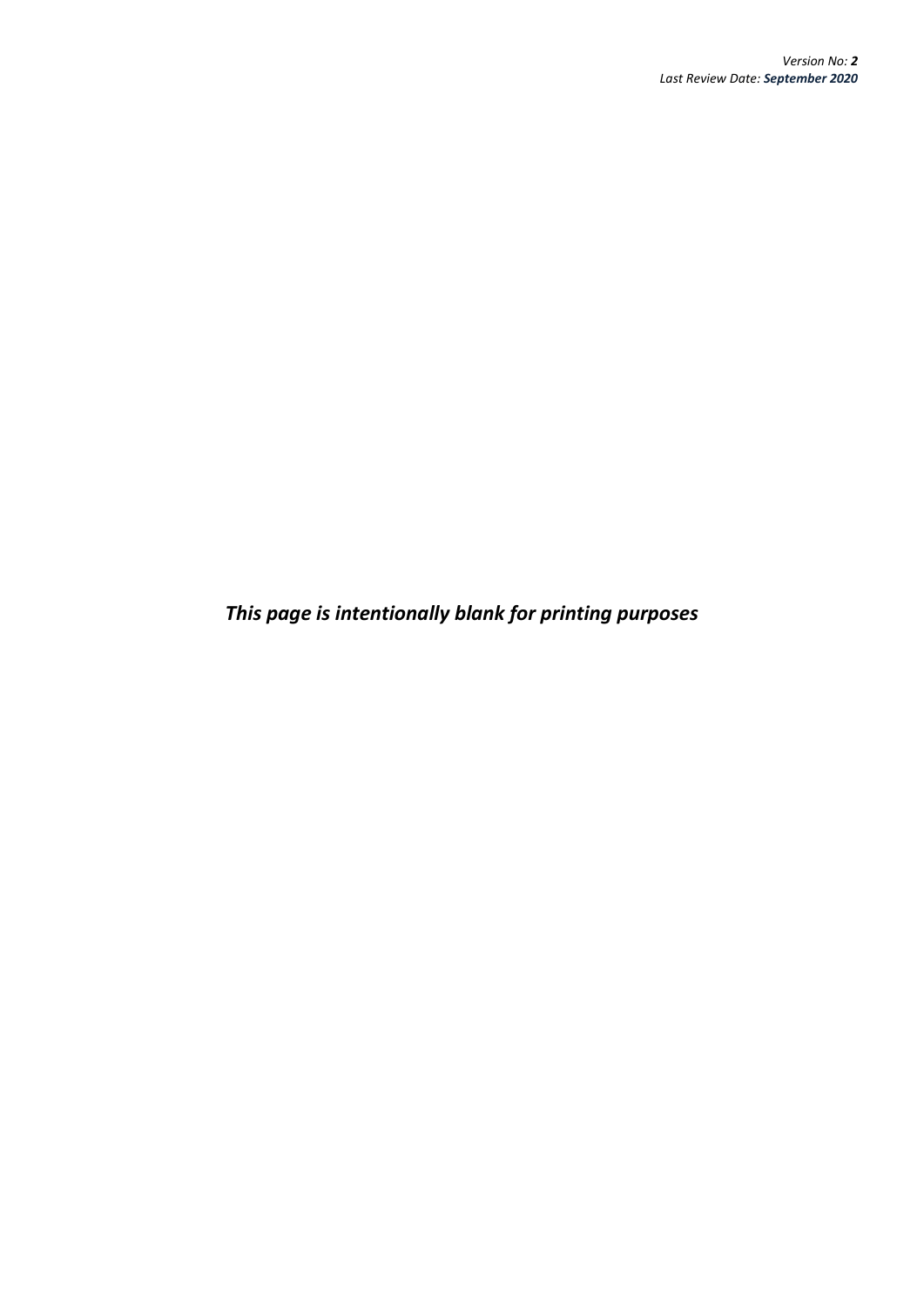*This page is intentionally blank for printing purposes*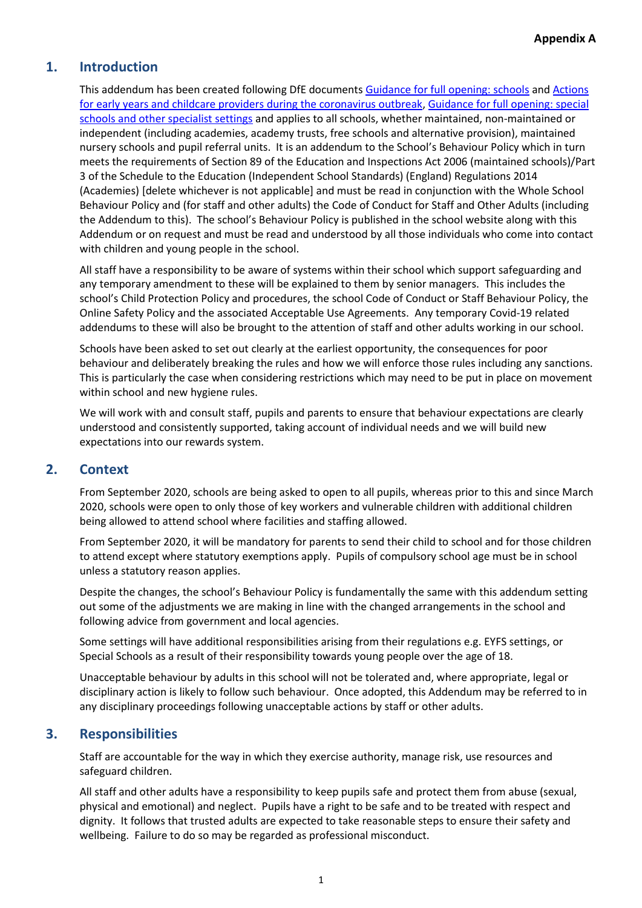**Appendix A**

## 1. Introduction

This addendum has been created following DfE documents [Guidance for full opening: schools](#) and [Actions for early years and childcare providers during the coronavirus outbreak](#), [Guidance for full opening: special schools and other specialist settings](#) and applies to all schools, whether maintained, non-maintained or independent (including academies, academy trusts, free schools and alternative provision), maintained nursery schools and pupil referral units. It is an addendum to the School's Behaviour Policy which in turn meets the requirements of Section 89 of the Education and Inspections Act 2006 (maintained schools)/Part 3 of the Schedule to the Education (Independent School Standards) (England) Regulations 2014 (Academies) [delete whichever is not applicable] and must be read in conjunction with the Whole School Behaviour Policy and (for staff and other adults) the Code of Conduct for Staff and Other Adults (including the Addendum to this). The school's Behaviour Policy is published in the school website along with this Addendum or on request and must be read and understood by all those individuals who come into contact with children and young people in the school.

All staff have a responsibility to be aware of systems within their school which support safeguarding and any temporary amendment to these will be explained to them by senior managers. This includes the school's Child Protection Policy and procedures, the school Code of Conduct or Staff Behaviour Policy, the Online Safety Policy and the associated Acceptable Use Agreements. Any temporary Covid-19 related addendums to these will also be brought to the attention of staff and other adults working in our school.

Schools have been asked to set out clearly at the earliest opportunity, the consequences for poor behaviour and deliberately breaking the rules and how we will enforce those rules including any sanctions. This is particularly the case when considering restrictions which may need to be put in place on movement within school and new hygiene rules.

We will work with and consult staff, pupils and parents to ensure that behaviour expectations are clearly understood and consistently supported, taking account of individual needs and we will build new expectations into our rewards system.

## 2. Context

From September 2020, schools are being asked to open to all pupils, whereas prior to this and since March 2020, schools were open to only those of key workers and vulnerable children with additional children being allowed to attend school where facilities and staffing allowed.

From September 2020, it will be mandatory for parents to send their child to school and for those children to attend except where statutory exemptions apply. Pupils of compulsory school age must be in school unless a statutory reason applies.

Despite the changes, the school's Behaviour Policy is fundamentally the same with this addendum setting out some of the adjustments we are making in line with the changed arrangements in the school and following advice from government and local agencies.

Some settings will have additional responsibilities arising from their regulations e.g. EYFS settings, or Special Schools as a result of their responsibility towards young people over the age of 18.

Unacceptable behaviour by adults in this school will not be tolerated and, where appropriate, legal or disciplinary action is likely to follow such behaviour. Once adopted, this Addendum may be referred to in any disciplinary proceedings following unacceptable actions by staff or other adults.

## 3. Responsibilities

Staff are accountable for the way in which they exercise authority, manage risk, use resources and safeguard children.

All staff and other adults have a responsibility to keep pupils safe and protect them from abuse (sexual, physical and emotional) and neglect. Pupils have a right to be safe and to be treated with respect and dignity. It follows that trusted adults are expected to take reasonable steps to ensure their safety and wellbeing. Failure to do so may be regarded as professional misconduct.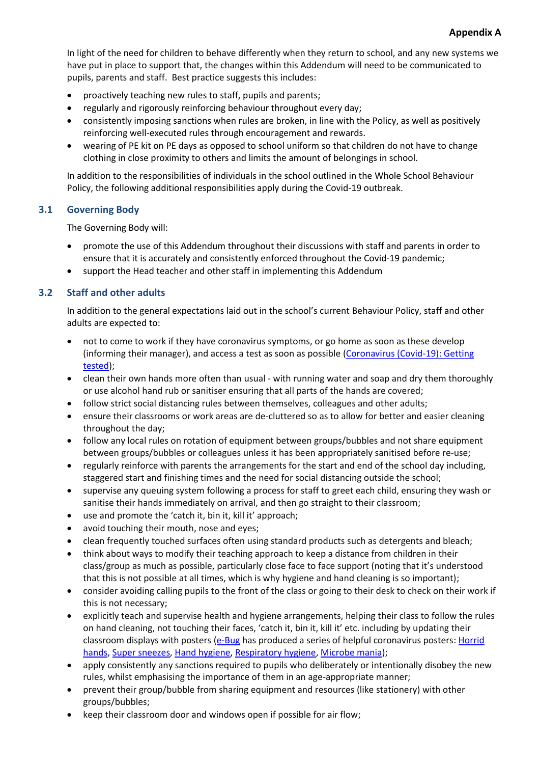**Appendix A**

In light of the need for children to behave differently when they return to school, and any new systems we have put in place to support that, the changes within this Addendum will need to be communicated to pupils, parents and staff. Best practice suggests this includes:

- proactively teaching new rules to staff, pupils and parents;
- regularly and rigorously reinforcing behaviour throughout every day;
- consistently imposing sanctions when rules are broken, in line with the Policy, as well as positively reinforcing well-executed rules through encouragement and rewards.
- wearing of PE kit on PE days as opposed to school uniform so that children do not have to change clothing in close proximity to others and limits the amount of belongings in school.

In addition to the responsibilities of individuals in the school outlined in the Whole School Behaviour Policy, the following additional responsibilities apply during the Covid-19 outbreak.

### 3.1 Governing Body

The Governing Body will:

- promote the use of this Addendum throughout their discussions with staff and parents in order to ensure that it is accurately and consistently enforced throughout the Covid-19 pandemic;
- support the Head teacher and other staff in implementing this Addendum

### 3.2 Staff and other adults

In addition to the general expectations laid out in the school's current Behaviour Policy, staff and other adults are expected to:

- not to come to work if they have coronavirus symptoms, or go home as soon as these develop (informing their manager), and access a test as soon as possible (Coronavirus (Covid-19): Getting tested);
- clean their own hands more often than usual - with running water and soap and dry them thoroughly or use alcohol hand rub or sanitiser ensuring that all parts of the hands are covered;
- follow strict social distancing rules between themselves, colleagues and other adults;
- ensure their classrooms or work areas are de-cluttered so as to allow for better and easier cleaning throughout the day;
- follow any local rules on rotation of equipment between groups/bubbles and not share equipment between groups/bubbles or colleagues unless it has been appropriately sanitised before re-use;
- regularly reinforce with parents the arrangements for the start and end of the school day including, staggered start and finishing times and the need for social distancing outside the school;
- supervise any queuing system following a process for staff to greet each child, ensuring they wash or sanitise their hands immediately on arrival, and then go straight to their classroom;
- use and promote the 'catch it, bin it, kill it' approach;
- avoid touching their mouth, nose and eyes;
- clean frequently touched surfaces often using standard products such as detergents and bleach;
- think about ways to modify their teaching approach to keep a distance from children in their class/group as much as possible, particularly close face to face support (noting that it's understood that this is not possible at all times, which is why hygiene and hand cleaning is so important);
- consider avoiding calling pupils to the front of the class or going to their desk to check on their work if this is not necessary;
- explicitly teach and supervise health and hygiene arrangements, helping their class to follow the rules on hand cleaning, not touching their faces, 'catch it, bin it, kill it' etc. including by updating their classroom displays with posters (e-Bug has produced a series of helpful coronavirus posters: Horrid hands, Super sneezes, Hand hygiene, Respiratory hygiene, Microbe mania);
- apply consistently any sanctions required to pupils who deliberately or intentionally disobey the new rules, whilst emphasising the importance of them in an age-appropriate manner;
- prevent their group/bubble from sharing equipment and resources (like stationery) with other groups/bubbles;
- keep their classroom door and windows open if possible for air flow;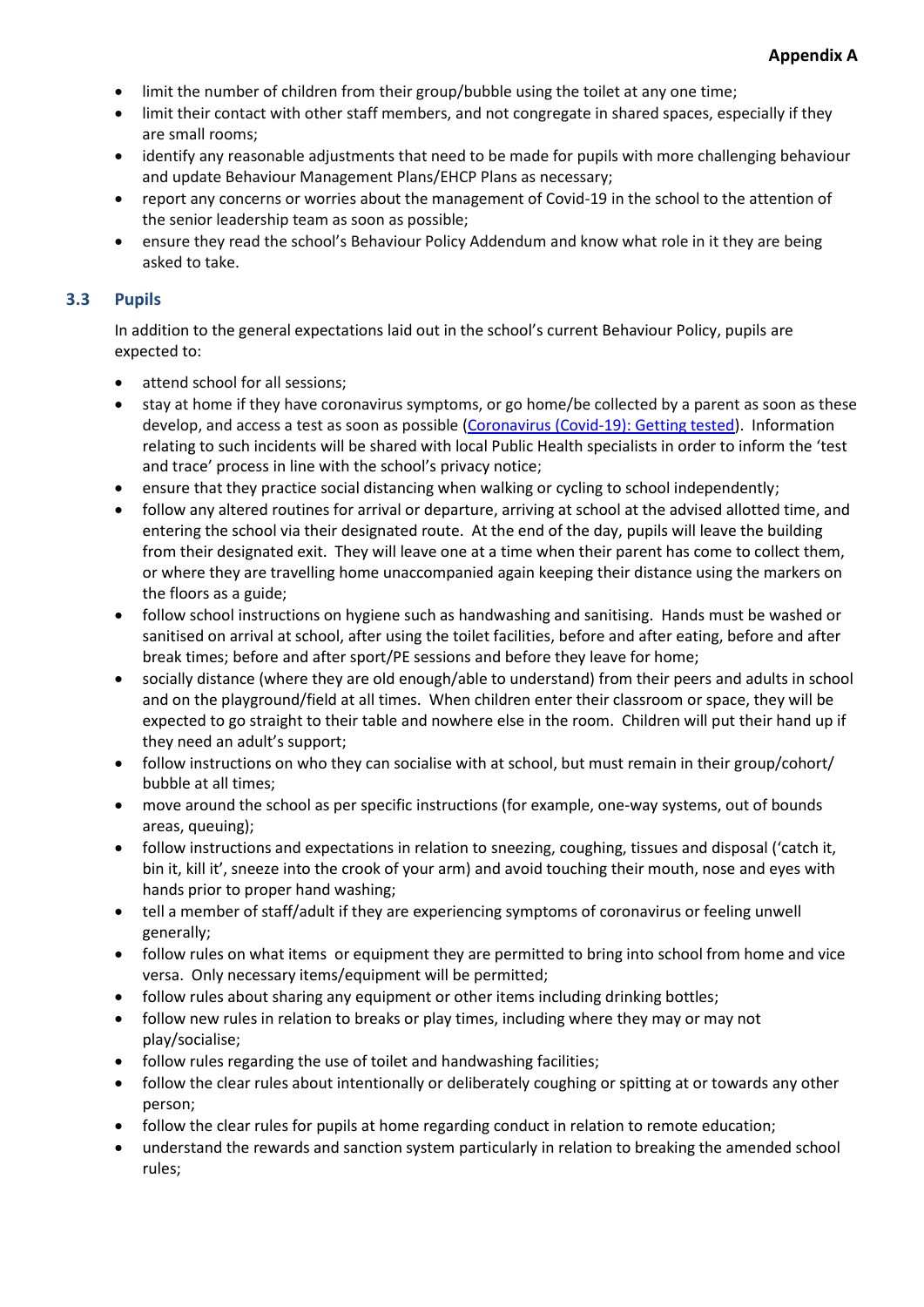- limit the number of children from their group/bubble using the toilet at any one time;
- limit their contact with other staff members, and not congregate in shared spaces, especially if they are small rooms;
- identify any reasonable adjustments that need to be made for pupils with more challenging behaviour and update Behaviour Management Plans/EHCP Plans as necessary;
- report any concerns or worries about the management of Covid-19 in the school to the attention of the senior leadership team as soon as possible;
- ensure they read the school's Behaviour Policy Addendum and know what role in it they are being asked to take.

### 3.3 Pupils

In addition to the general expectations laid out in the school's current Behaviour Policy, pupils are expected to:

- attend school for all sessions;
- stay at home if they have coronavirus symptoms, or go home/be collected by a parent as soon as these develop, and access a test as soon as possible (Coronavirus (Covid-19): Getting tested). Information relating to such incidents will be shared with local Public Health specialists in order to inform the 'test and trace' process in line with the school's privacy notice;
- ensure that they practice social distancing when walking or cycling to school independently;
- follow any altered routines for arrival or departure, arriving at school at the advised allotted time, and entering the school via their designated route. At the end of the day, pupils will leave the building from their designated exit. They will leave one at a time when their parent has come to collect them, or where they are travelling home unaccompanied again keeping their distance using the markers on the floors as a guide;
- follow school instructions on hygiene such as handwashing and sanitising. Hands must be washed or sanitised on arrival at school, after using the toilet facilities, before and after eating, before and after break times; before and after sport/PE sessions and before they leave for home;
- socially distance (where they are old enough/able to understand) from their peers and adults in school and on the playground/field at all times. When children enter their classroom or space, they will be expected to go straight to their table and nowhere else in the room. Children will put their hand up if they need an adult's support;
- follow instructions on who they can socialise with at school, but must remain in their group/cohort/ bubble at all times;
- move around the school as per specific instructions (for example, one-way systems, out of bounds areas, queuing);
- follow instructions and expectations in relation to sneezing, coughing, tissues and disposal ('catch it, bin it, kill it', sneeze into the crook of your arm) and avoid touching their mouth, nose and eyes with hands prior to proper hand washing;
- tell a member of staff/adult if they are experiencing symptoms of coronavirus or feeling unwell generally;
- follow rules on what items or equipment they are permitted to bring into school from home and vice versa. Only necessary items/equipment will be permitted;
- follow rules about sharing any equipment or other items including drinking bottles;
- follow new rules in relation to breaks or play times, including where they may or may not play/socialise;
- follow rules regarding the use of toilet and handwashing facilities;
- follow the clear rules about intentionally or deliberately coughing or spitting at or towards any other person;
- follow the clear rules for pupils at home regarding conduct in relation to remote education;
- understand the rewards and sanction system particularly in relation to breaking the amended school rules;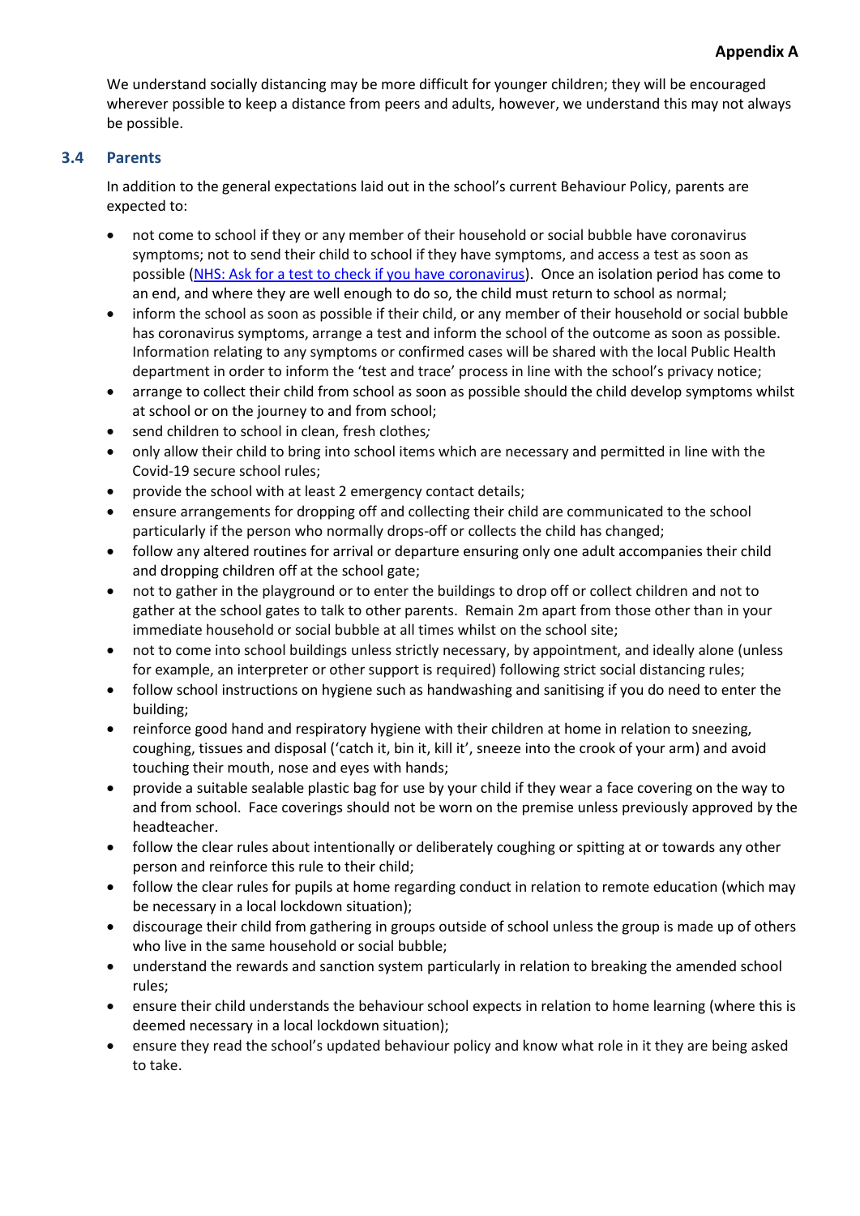We understand socially distancing may be more difficult for younger children; they will be encouraged wherever possible to keep a distance from peers and adults, however, we understand this may not always be possible.

### 3.4 Parents

In addition to the general expectations laid out in the school's current Behaviour Policy, parents are expected to:

- not come to school if they or any member of their household or social bubble have coronavirus symptoms; not to send their child to school if they have symptoms, and access a test as soon as possible ([NHS: Ask for a test to check if you have coronavirus](NHS: Ask for a test to check if you have coronavirus)). Once an isolation period has come to an end, and where they are well enough to do so, the child must return to school as normal;
- inform the school as soon as possible if their child, or any member of their household or social bubble has coronavirus symptoms, arrange a test and inform the school of the outcome as soon as possible. Information relating to any symptoms or confirmed cases will be shared with the local Public Health department in order to inform the 'test and trace' process in line with the school's privacy notice;
- arrange to collect their child from school as soon as possible should the child develop symptoms whilst at school or on the journey to and from school;
- send children to school in clean, fresh clothes*;*
- only allow their child to bring into school items which are necessary and permitted in line with the Covid-19 secure school rules;
- provide the school with at least 2 emergency contact details;
- ensure arrangements for dropping off and collecting their child are communicated to the school particularly if the person who normally drops-off or collects the child has changed;
- follow any altered routines for arrival or departure ensuring only one adult accompanies their child and dropping children off at the school gate;
- not to gather in the playground or to enter the buildings to drop off or collect children and not to gather at the school gates to talk to other parents. Remain 2m apart from those other than in your immediate household or social bubble at all times whilst on the school site;
- not to come into school buildings unless strictly necessary, by appointment, and ideally alone (unless for example, an interpreter or other support is required) following strict social distancing rules;
- follow school instructions on hygiene such as handwashing and sanitising if you do need to enter the building;
- reinforce good hand and respiratory hygiene with their children at home in relation to sneezing, coughing, tissues and disposal ('catch it, bin it, kill it', sneeze into the crook of your arm) and avoid touching their mouth, nose and eyes with hands;
- provide a suitable sealable plastic bag for use by your child if they wear a face covering on the way to and from school. Face coverings should not be worn on the premise unless previously approved by the headteacher.
- follow the clear rules about intentionally or deliberately coughing or spitting at or towards any other person and reinforce this rule to their child;
- follow the clear rules for pupils at home regarding conduct in relation to remote education (which may be necessary in a local lockdown situation);
- discourage their child from gathering in groups outside of school unless the group is made up of others who live in the same household or social bubble;
- understand the rewards and sanction system particularly in relation to breaking the amended school rules;
- ensure their child understands the behaviour school expects in relation to home learning (where this is deemed necessary in a local lockdown situation);
- ensure they read the school's updated behaviour policy and know what role in it they are being asked to take.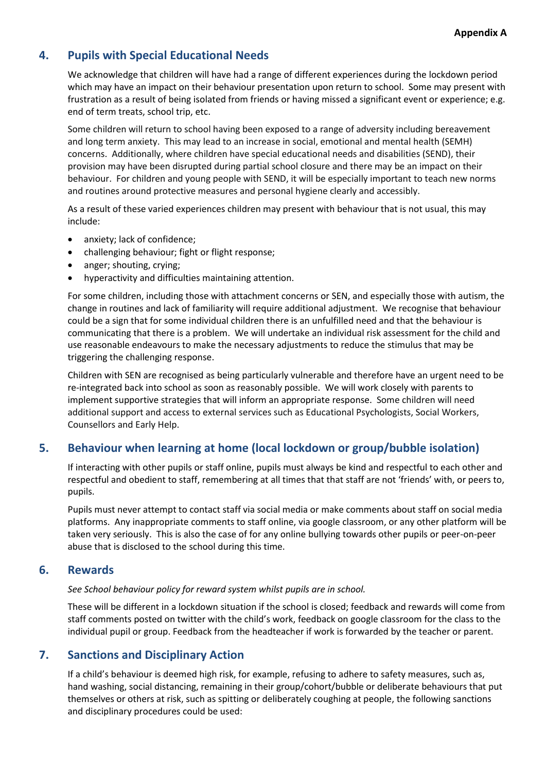**Appendix A**

## 4. Pupils with Special Educational Needs

We acknowledge that children will have had a range of different experiences during the lockdown period which may have an impact on their behaviour presentation upon return to school. Some may present with frustration as a result of being isolated from friends or having missed a significant event or experience; e.g. end of term treats, school trip, etc.

Some children will return to school having been exposed to a range of adversity including bereavement and long term anxiety. This may lead to an increase in social, emotional and mental health (SEMH) concerns. Additionally, where children have special educational needs and disabilities (SEND), their provision may have been disrupted during partial school closure and there may be an impact on their behaviour. For children and young people with SEND, it will be especially important to teach new norms and routines around protective measures and personal hygiene clearly and accessibly.

As a result of these varied experiences children may present with behaviour that is not usual, this may include:

- anxiety; lack of confidence;
- challenging behaviour; fight or flight response;
- anger; shouting, crying;
- hyperactivity and difficulties maintaining attention.

For some children, including those with attachment concerns or SEN, and especially those with autism, the change in routines and lack of familiarity will require additional adjustment. We recognise that behaviour could be a sign that for some individual children there is an unfulfilled need and that the behaviour is communicating that there is a problem. We will undertake an individual risk assessment for the child and use reasonable endeavours to make the necessary adjustments to reduce the stimulus that may be triggering the challenging response.

Children with SEN are recognised as being particularly vulnerable and therefore have an urgent need to be re-integrated back into school as soon as reasonably possible. We will work closely with parents to implement supportive strategies that will inform an appropriate response. Some children will need additional support and access to external services such as Educational Psychologists, Social Workers, Counsellors and Early Help.

## 5. Behaviour when learning at home (local lockdown or group/bubble isolation)

If interacting with other pupils or staff online, pupils must always be kind and respectful to each other and respectful and obedient to staff, remembering at all times that that staff are not 'friends' with, or peers to, pupils.

Pupils must never attempt to contact staff via social media or make comments about staff on social media platforms. Any inappropriate comments to staff online, via google classroom, or any other platform will be taken very seriously. This is also the case of for any online bullying towards other pupils or peer-on-peer abuse that is disclosed to the school during this time.

## 6. Rewards

*See School behaviour policy for reward system whilst pupils are in school.*

These will be different in a lockdown situation if the school is closed; feedback and rewards will come from staff comments posted on twitter with the child's work, feedback on google classroom for the class to the individual pupil or group. Feedback from the headteacher if work is forwarded by the teacher or parent.

## 7. Sanctions and Disciplinary Action

If a child's behaviour is deemed high risk, for example, refusing to adhere to safety measures, such as, hand washing, social distancing, remaining in their group/cohort/bubble or deliberate behaviours that put themselves or others at risk, such as spitting or deliberately coughing at people, the following sanctions and disciplinary procedures could be used: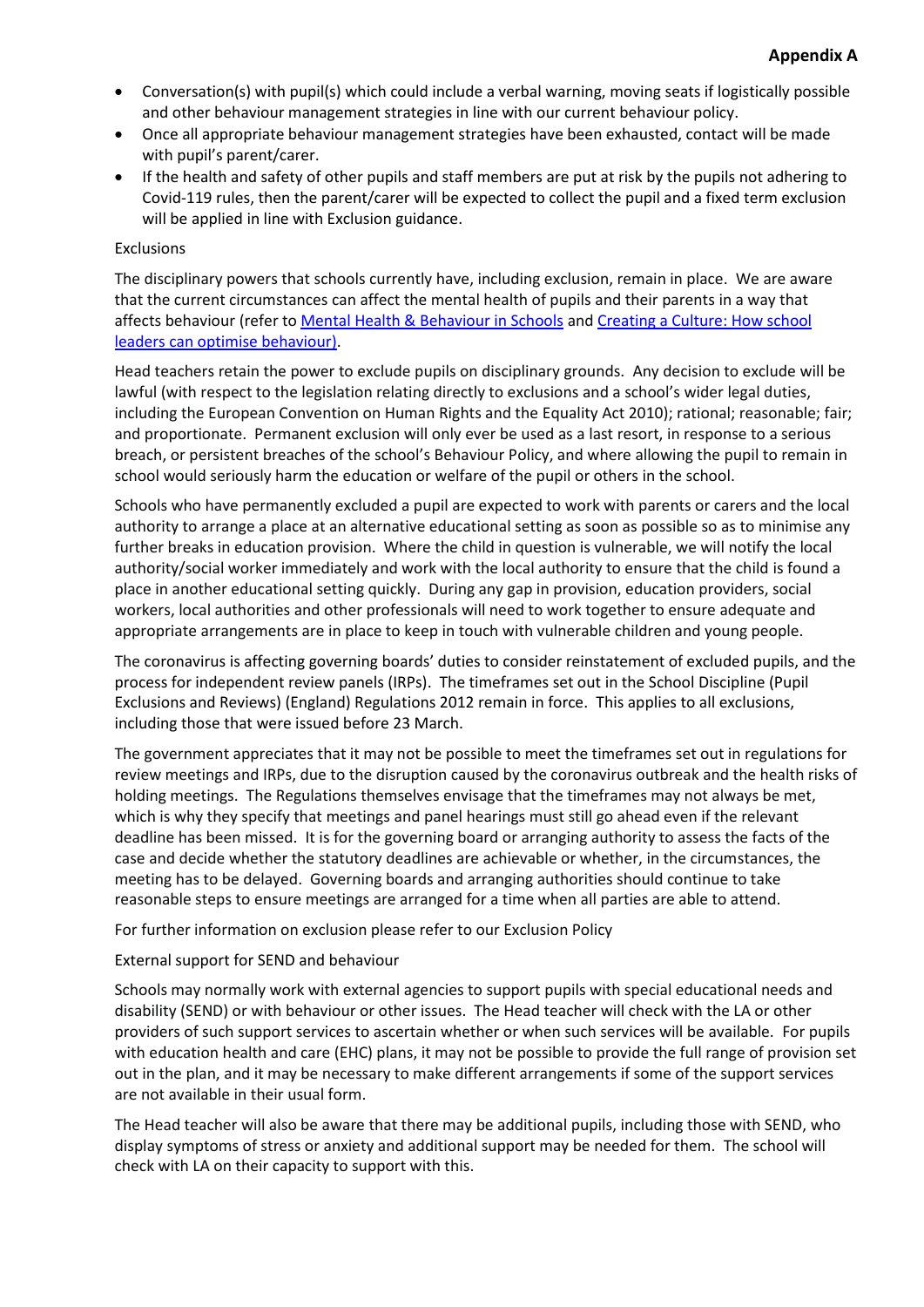**Appendix A**

- Conversation(s) with pupil(s) which could include a verbal warning, moving seats if logistically possible and other behaviour management strategies in line with our current behaviour policy.
- Once all appropriate behaviour management strategies have been exhausted, contact will be made with pupil's parent/carer.
- If the health and safety of other pupils and staff members are put at risk by the pupils not adhering to Covid-119 rules, then the parent/carer will be expected to collect the pupil and a fixed term exclusion will be applied in line with Exclusion guidance.

Exclusions

The disciplinary powers that schools currently have, including exclusion, remain in place. We are aware that the current circumstances can affect the mental health of pupils and their parents in a way that affects behaviour (refer to [Mental Health & Behaviour in Schools] and [Creating a Culture: How school leaders can optimise behaviour)].

Head teachers retain the power to exclude pupils on disciplinary grounds. Any decision to exclude will be lawful (with respect to the legislation relating directly to exclusions and a school's wider legal duties, including the European Convention on Human Rights and the Equality Act 2010); rational; reasonable; fair; and proportionate. Permanent exclusion will only ever be used as a last resort, in response to a serious breach, or persistent breaches of the school's Behaviour Policy, and where allowing the pupil to remain in school would seriously harm the education or welfare of the pupil or others in the school.

Schools who have permanently excluded a pupil are expected to work with parents or carers and the local authority to arrange a place at an alternative educational setting as soon as possible so as to minimise any further breaks in education provision. Where the child in question is vulnerable, we will notify the local authority/social worker immediately and work with the local authority to ensure that the child is found a place in another educational setting quickly. During any gap in provision, education providers, social workers, local authorities and other professionals will need to work together to ensure adequate and appropriate arrangements are in place to keep in touch with vulnerable children and young people.

The coronavirus is affecting governing boards' duties to consider reinstatement of excluded pupils, and the process for independent review panels (IRPs). The timeframes set out in the School Discipline (Pupil Exclusions and Reviews) (England) Regulations 2012 remain in force. This applies to all exclusions, including those that were issued before 23 March.

The government appreciates that it may not be possible to meet the timeframes set out in regulations for review meetings and IRPs, due to the disruption caused by the coronavirus outbreak and the health risks of holding meetings. The Regulations themselves envisage that the timeframes may not always be met, which is why they specify that meetings and panel hearings must still go ahead even if the relevant deadline has been missed. It is for the governing board or arranging authority to assess the facts of the case and decide whether the statutory deadlines are achievable or whether, in the circumstances, the meeting has to be delayed. Governing boards and arranging authorities should continue to take reasonable steps to ensure meetings are arranged for a time when all parties are able to attend.

For further information on exclusion please refer to our Exclusion Policy

External support for SEND and behaviour

Schools may normally work with external agencies to support pupils with special educational needs and disability (SEND) or with behaviour or other issues. The Head teacher will check with the LA or other providers of such support services to ascertain whether or when such services will be available. For pupils with education health and care (EHC) plans, it may not be possible to provide the full range of provision set out in the plan, and it may be necessary to make different arrangements if some of the support services are not available in their usual form.

The Head teacher will also be aware that there may be additional pupils, including those with SEND, who display symptoms of stress or anxiety and additional support may be needed for them. The school will check with LA on their capacity to support with this.